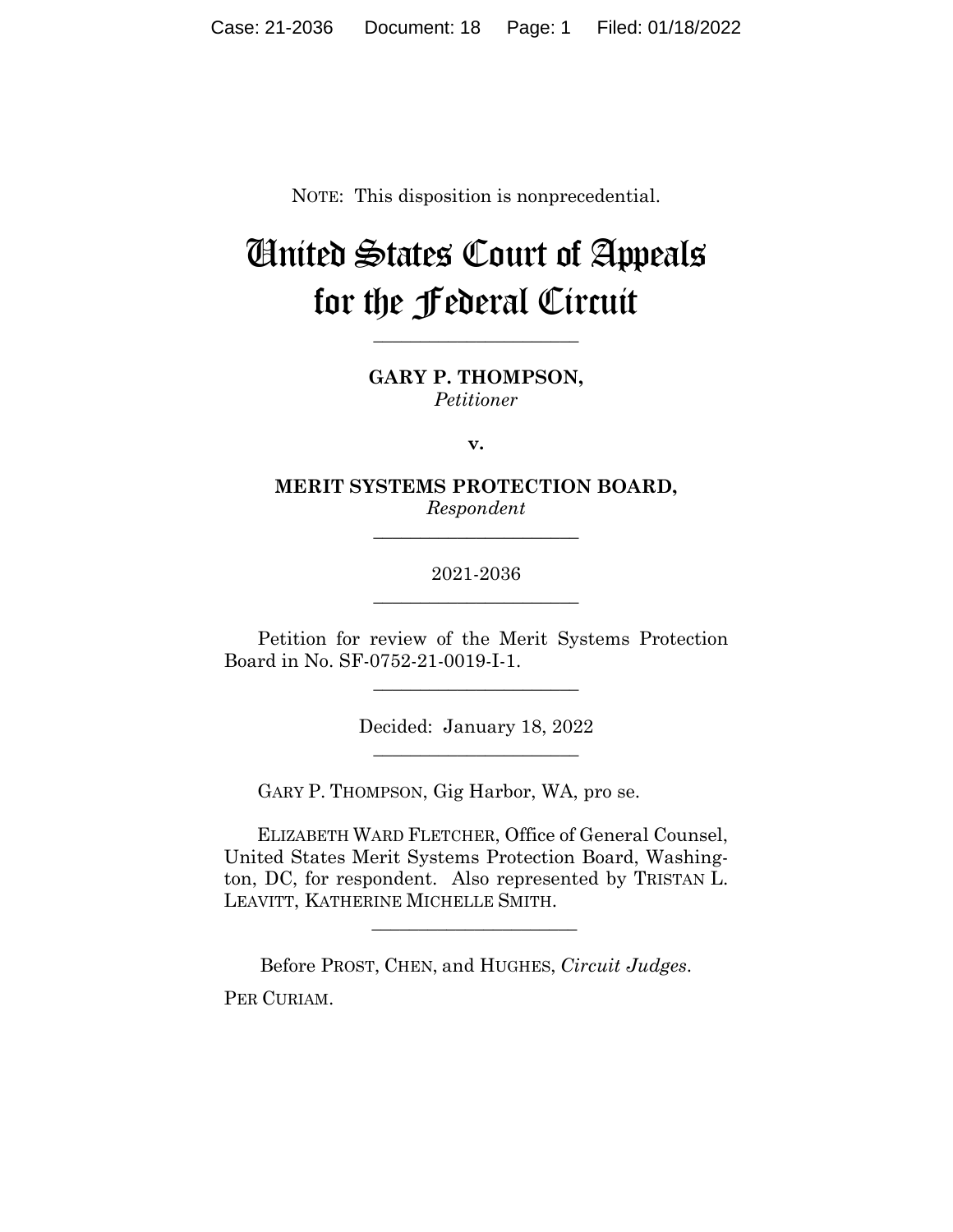NOTE: This disposition is nonprecedential.

# United States Court of Appeals for the Federal Circuit

---

**GARY P. THOMPSON,**
*Petitioner*

**v.**

**MERIT SYSTEMS PROTECTION BOARD,**
*Respondent*

---

2021-2036

---

Petition for review of the Merit Systems Protection Board in No. SF-0752-21-0019-I-1.

---

Decided: January 18, 2022

---

GARY P. THOMPSON, Gig Harbor, WA, pro se.

ELIZABETH WARD FLETCHER, Office of General Counsel, United States Merit Systems Protection Board, Washington, DC, for respondent. Also represented by TRISTAN L. LEAVITT, KATHERINE MICHELLE SMITH.

---

Before PROST, CHEN, and HUGHES, *Circuit Judges*.

PER CURIAM.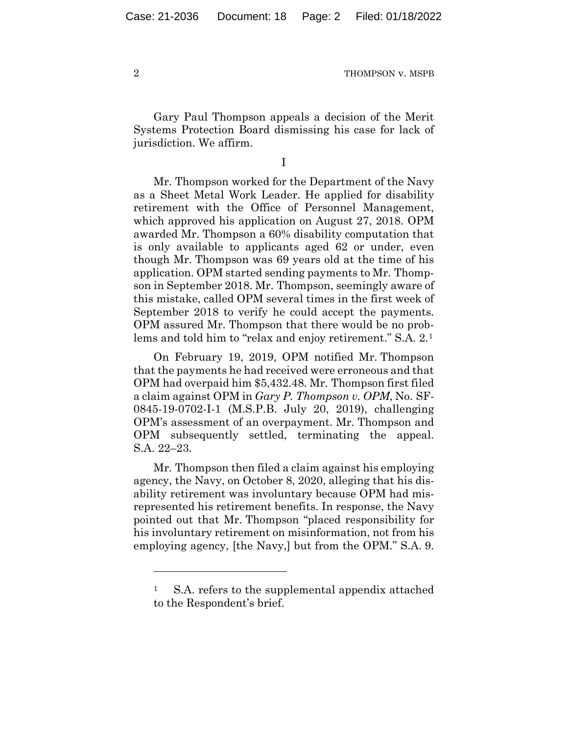Gary Paul Thompson appeals a decision of the Merit Systems Protection Board dismissing his case for lack of jurisdiction. We affirm.

I

Mr. Thompson worked for the Department of the Navy as a Sheet Metal Work Leader. He applied for disability retirement with the Office of Personnel Management, which approved his application on August 27, 2018. OPM awarded Mr. Thompson a 60% disability computation that is only available to applicants aged 62 or under, even though Mr. Thompson was 69 years old at the time of his application. OPM started sending payments to Mr. Thompson in September 2018. Mr. Thompson, seemingly aware of this mistake, called OPM several times in the first week of September 2018 to verify he could accept the payments. OPM assured Mr. Thompson that there would be no problems and told him to "relax and enjoy retirement." S.A. 2.[1]

On February 19, 2019, OPM notified Mr. Thompson that the payments he had received were erroneous and that OPM had overpaid him $5,432.48. Mr. Thompson first filed a claim against OPM in *Gary P. Thompson v. OPM*, No. SF-0845-19-0702-I-1 (M.S.P.B. July 20, 2019), challenging OPM's assessment of an overpayment. Mr. Thompson and OPM subsequently settled, terminating the appeal. S.A. 22–23.

Mr. Thompson then filed a claim against his employing agency, the Navy, on October 8, 2020, alleging that his disability retirement was involuntary because OPM had misrepresented his retirement benefits. In response, the Navy pointed out that Mr. Thompson "placed responsibility for his involuntary retirement on misinformation, not from his employing agency, [the Navy,] but from the OPM." S.A. 9.

[1] S.A. refers to the supplemental appendix attached to the Respondent's brief.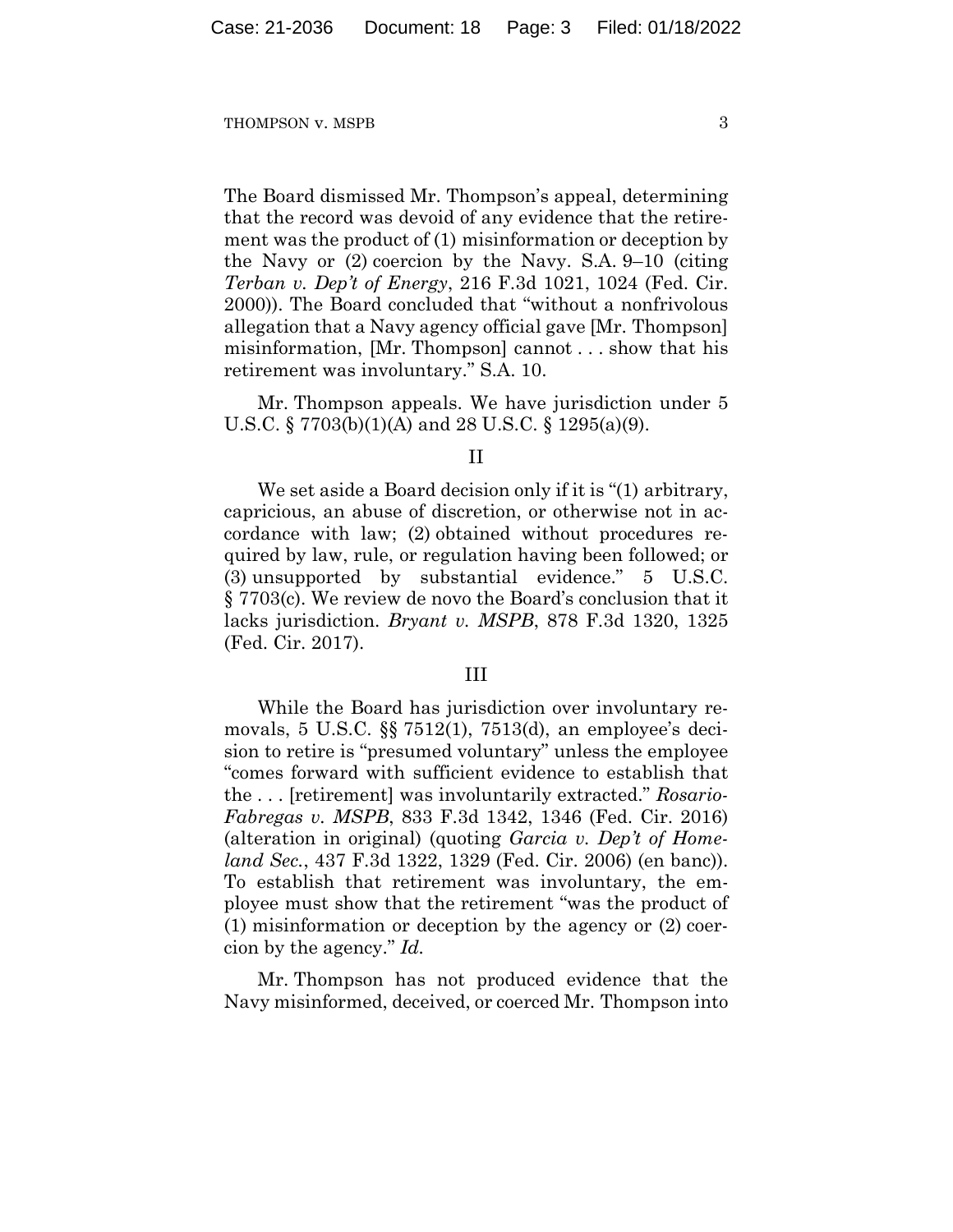The Board dismissed Mr. Thompson's appeal, determining that the record was devoid of any evidence that the retirement was the product of (1) misinformation or deception by the Navy or (2) coercion by the Navy. S.A. 9–10 (citing *Terban v. Dep't of Energy*, 216 F.3d 1021, 1024 (Fed. Cir. 2000)). The Board concluded that "without a nonfrivolous allegation that a Navy agency official gave [Mr. Thompson] misinformation, [Mr. Thompson] cannot . . . show that his retirement was involuntary." S.A. 10.

Mr. Thompson appeals. We have jurisdiction under 5 U.S.C. § 7703(b)(1)(A) and 28 U.S.C. § 1295(a)(9).

II

We set aside a Board decision only if it is "(1) arbitrary, capricious, an abuse of discretion, or otherwise not in accordance with law; (2) obtained without procedures required by law, rule, or regulation having been followed; or (3) unsupported by substantial evidence." 5 U.S.C. § 7703(c). We review de novo the Board's conclusion that it lacks jurisdiction. *Bryant v. MSPB*, 878 F.3d 1320, 1325 (Fed. Cir. 2017).

III

While the Board has jurisdiction over involuntary removals, 5 U.S.C. §§ 7512(1), 7513(d), an employee's decision to retire is "presumed voluntary" unless the employee "comes forward with sufficient evidence to establish that the . . . [retirement] was involuntarily extracted." *Rosario-Fabregas v. MSPB*, 833 F.3d 1342, 1346 (Fed. Cir. 2016) (alteration in original) (quoting *Garcia v. Dep't of Homeland Sec.*, 437 F.3d 1322, 1329 (Fed. Cir. 2006) (en banc)). To establish that retirement was involuntary, the employee must show that the retirement "was the product of (1) misinformation or deception by the agency or (2) coercion by the agency." *Id.*

Mr. Thompson has not produced evidence that the Navy misinformed, deceived, or coerced Mr. Thompson into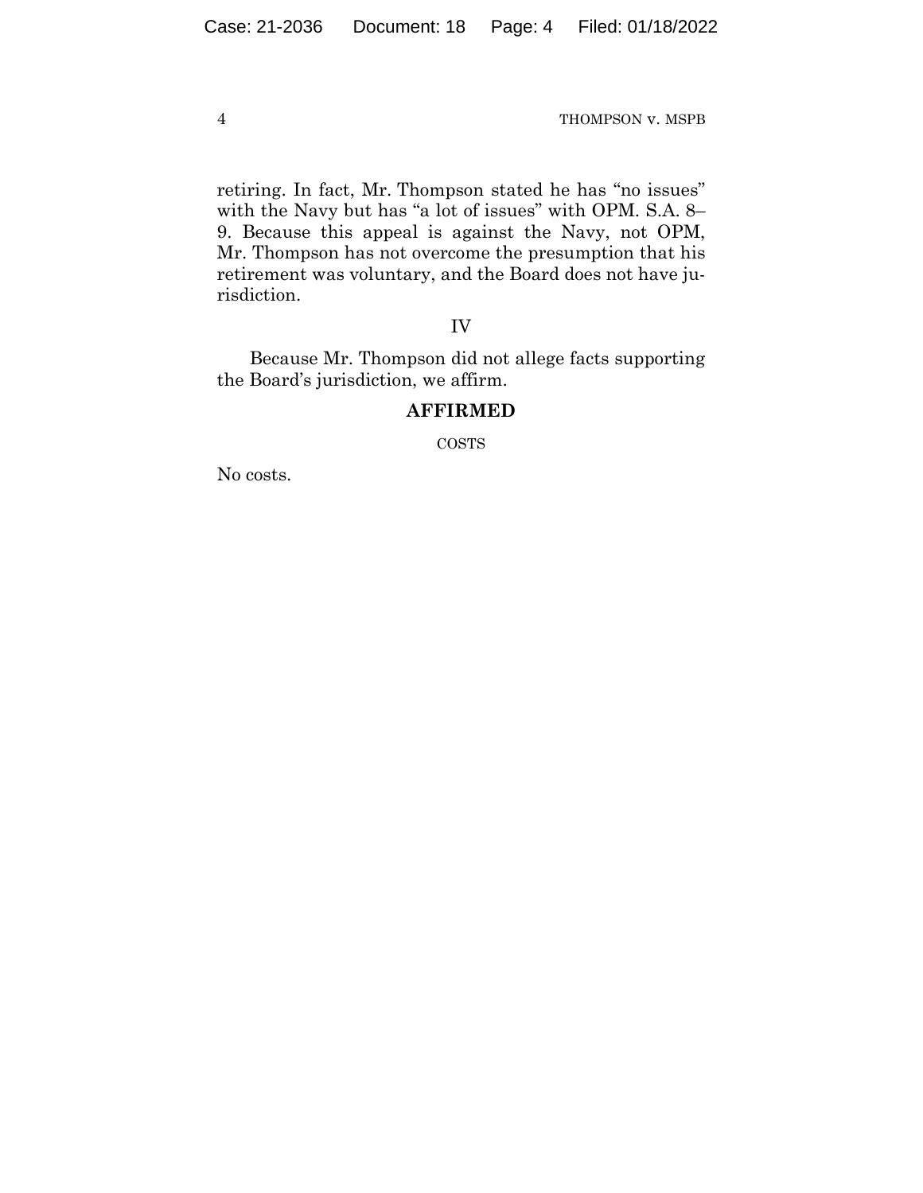retiring. In fact, Mr. Thompson stated he has "no issues" with the Navy but has "a lot of issues" with OPM. S.A. 8–9. Because this appeal is against the Navy, not OPM, Mr. Thompson has not overcome the presumption that his retirement was voluntary, and the Board does not have jurisdiction.

## IV

Because Mr. Thompson did not allege facts supporting the Board's jurisdiction, we affirm.

**AFFIRMED**

COSTS

No costs.